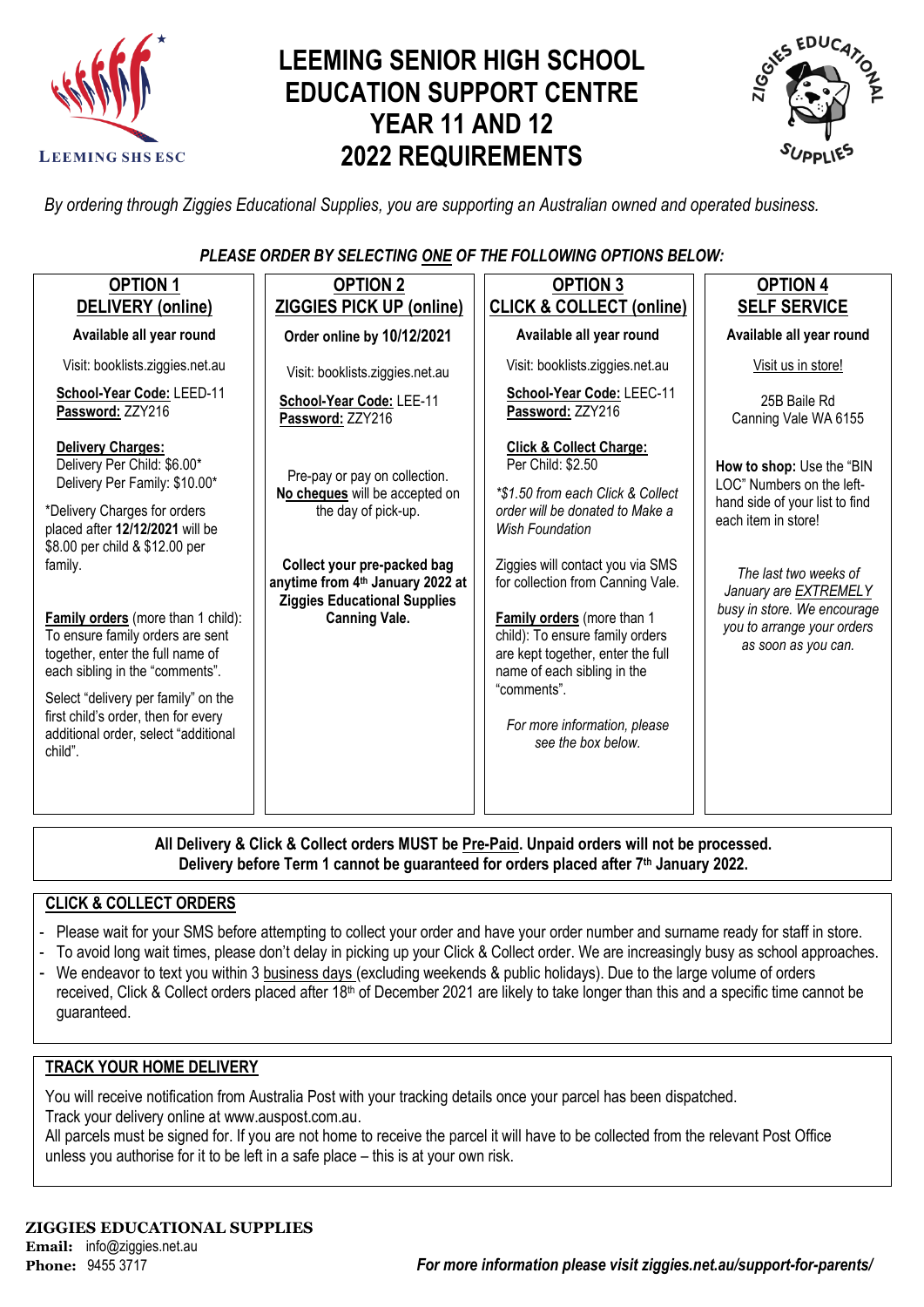# LEEMING SENIOR HIGH SCHOOL EDUCATION SUPPORT CENTRE YEAR 11 AND 12 2022 REQUIREMENTS

*By ordering through Ziggies Educational Supplies, you are supporting an Australian owned and operated business.*

***PLEASE ORDER BY SELECTING ONE OF THE FOLLOWING OPTIONS BELOW:***

| **OPTION 1 DELIVERY (online)** | **OPTION 2 ZIGGIES PICK UP (online)** | **OPTION 3 CLICK & COLLECT (online)** | **OPTION 4 SELF SERVICE** |
|---|---|---|---|
| **Available all year round** | **Order online by 10/12/2021** | **Available all year round** | **Available all year round** |
| Visit: booklists.ziggies.net.au | Visit: booklists.ziggies.net.au | Visit: booklists.ziggies.net.au | Visit us in store! |
| **School-Year Code:** LEED-11 **Password:** ZZY216 | **School-Year Code:** LEE-11 **Password:** ZZY216 | **School-Year Code:** LEEC-11 **Password:** ZZY216 | 25B Baile Rd Canning Vale WA 6155 |
| **Delivery Charges:** Delivery Per Child: $6.00* Delivery Per Family: $10.00* | Pre-pay or pay on collection. **No cheques** will be accepted on the day of pick-up. | **Click & Collect Charge:** Per Child: $2.50 | **How to shop:** Use the "BIN LOC" Numbers on the left-hand side of your list to find each item in store! |
| *Delivery Charges for orders placed after **12/12/2021** will be $8.00 per child & $12.00 per family. | | *\*$1.50 from each Click & Collect order will be donated to Make a Wish Foundation* | |
| **Family orders** (more than 1 child): To ensure family orders are sent together, enter the full name of each sibling in the "comments". | **Collect your pre-packed bag anytime from 4th January 2022 at Ziggies Educational Supplies Canning Vale.** | Ziggies will contact you via SMS for collection from Canning Vale. | *The last two weeks of January are EXTREMELY busy in store. We encourage you to arrange your orders as soon as you can.* |
| Select "delivery per family" on the first child's order, then for every additional order, select "additional child". | | **Family orders** (more than 1 child): To ensure family orders are kept together, enter the full name of each sibling in the "comments". | |
| | | *For more information, please see the box below.* | |

**All Delivery & Click & Collect orders MUST be Pre-Paid. Unpaid orders will not be processed.**
**Delivery before Term 1 cannot be guaranteed for orders placed after 7th January 2022.**

## CLICK & COLLECT ORDERS

- Please wait for your SMS before attempting to collect your order and have your order number and surname ready for staff in store.
- To avoid long wait times, please don't delay in picking up your Click & Collect order. We are increasingly busy as school approaches.
- We endeavor to text you within 3 business days (excluding weekends & public holidays). Due to the large volume of orders received, Click & Collect orders placed after 18th of December 2021 are likely to take longer than this and a specific time cannot be guaranteed.

## TRACK YOUR HOME DELIVERY

You will receive notification from Australia Post with your tracking details once your parcel has been dispatched.
Track your delivery online at www.auspost.com.au.
All parcels must be signed for. If you are not home to receive the parcel it will have to be collected from the relevant Post Office unless you authorise for it to be left in a safe place – this is at your own risk.

**ZIGGIES EDUCATIONAL SUPPLIES**
**Email:** info@ziggies.net.au
**Phone:** 9455 3717

***For more information please visit ziggies.net.au/support-for-parents/***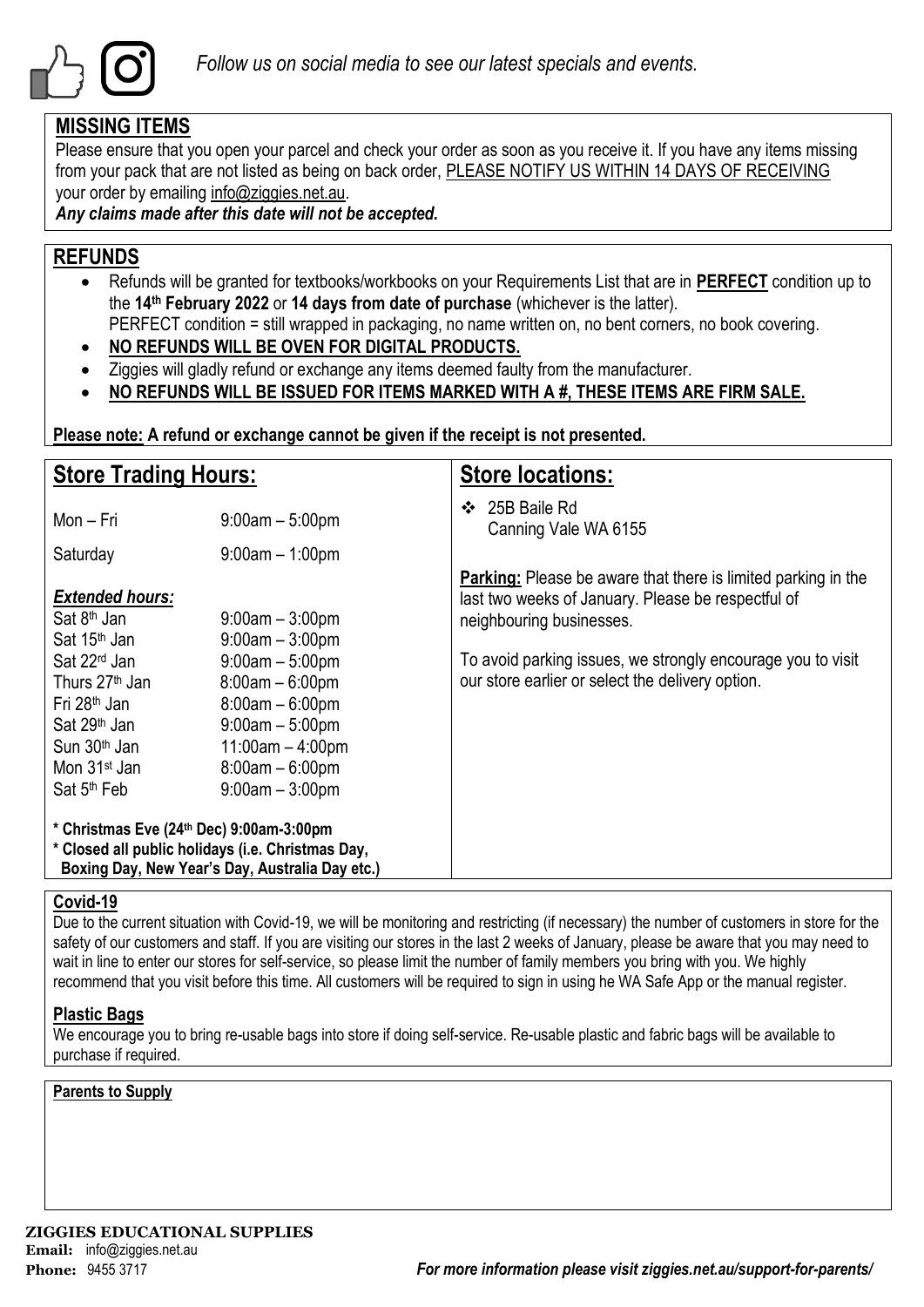*Follow us on social media to see our latest specials and events.*

## MISSING ITEMS

Please ensure that you open your parcel and check your order as soon as you receive it. If you have any items missing from your pack that are not listed as being on back order, PLEASE NOTIFY US WITHIN 14 DAYS OF RECEIVING your order by emailing info@ziggies.net.au.

***Any claims made after this date will not be accepted.***

## REFUNDS

- Refunds will be granted for textbooks/workbooks on your Requirements List that are in **PERFECT** condition up to the **14th February 2022** or **14 days from date of purchase** (whichever is the latter). PERFECT condition = still wrapped in packaging, no name written on, no bent corners, no book covering.
- **NO REFUNDS WILL BE OVEN FOR DIGITAL PRODUCTS.**
- Ziggies will gladly refund or exchange any items deemed faulty from the manufacturer.
- **NO REFUNDS WILL BE ISSUED FOR ITEMS MARKED WITH A #, THESE ITEMS ARE FIRM SALE.**

**Please note: A refund or exchange cannot be given if the receipt is not presented.**

## Store Trading Hours:

| | |
|---|---|
| Mon – Fri | 9:00am – 5:00pm |
| Saturday | 9:00am – 1:00pm |

***Extended hours:***

| | |
|---|---|
| Sat 8th Jan | 9:00am – 3:00pm |
| Sat 15th Jan | 9:00am – 3:00pm |
| Sat 22rd Jan | 9:00am – 5:00pm |
| Thurs 27th Jan | 8:00am – 6:00pm |
| Fri 28th Jan | 8:00am – 6:00pm |
| Sat 29th Jan | 9:00am – 5:00pm |
| Sun 30th Jan | 11:00am – 4:00pm |
| Mon 31st Jan | 8:00am – 6:00pm |
| Sat 5th Feb | 9:00am – 3:00pm |

**\* Christmas Eve (24th Dec) 9:00am-3:00pm**
**\* Closed all public holidays (i.e. Christmas Day, Boxing Day, New Year's Day, Australia Day etc.)**

## Store locations:

- 25B Baile Rd
  Canning Vale WA 6155

**Parking:** Please be aware that there is limited parking in the last two weeks of January. Please be respectful of neighbouring businesses.

To avoid parking issues, we strongly encourage you to visit our store earlier or select the delivery option.

## Covid-19

Due to the current situation with Covid-19, we will be monitoring and restricting (if necessary) the number of customers in store for the safety of our customers and staff. If you are visiting our stores in the last 2 weeks of January, please be aware that you may need to wait in line to enter our stores for self-service, so please limit the number of family members you bring with you. We highly recommend that you visit before this time. All customers will be required to sign in using he WA Safe App or the manual register.

## Plastic Bags

We encourage you to bring re-usable bags into store if doing self-service. Re-usable plastic and fabric bags will be available to purchase if required.

**Parents to Supply**

**ZIGGIES EDUCATIONAL SUPPLIES**
**Email:** info@ziggies.net.au
**Phone:** 9455 3717

***For more information please visit ziggies.net.au/support-for-parents/***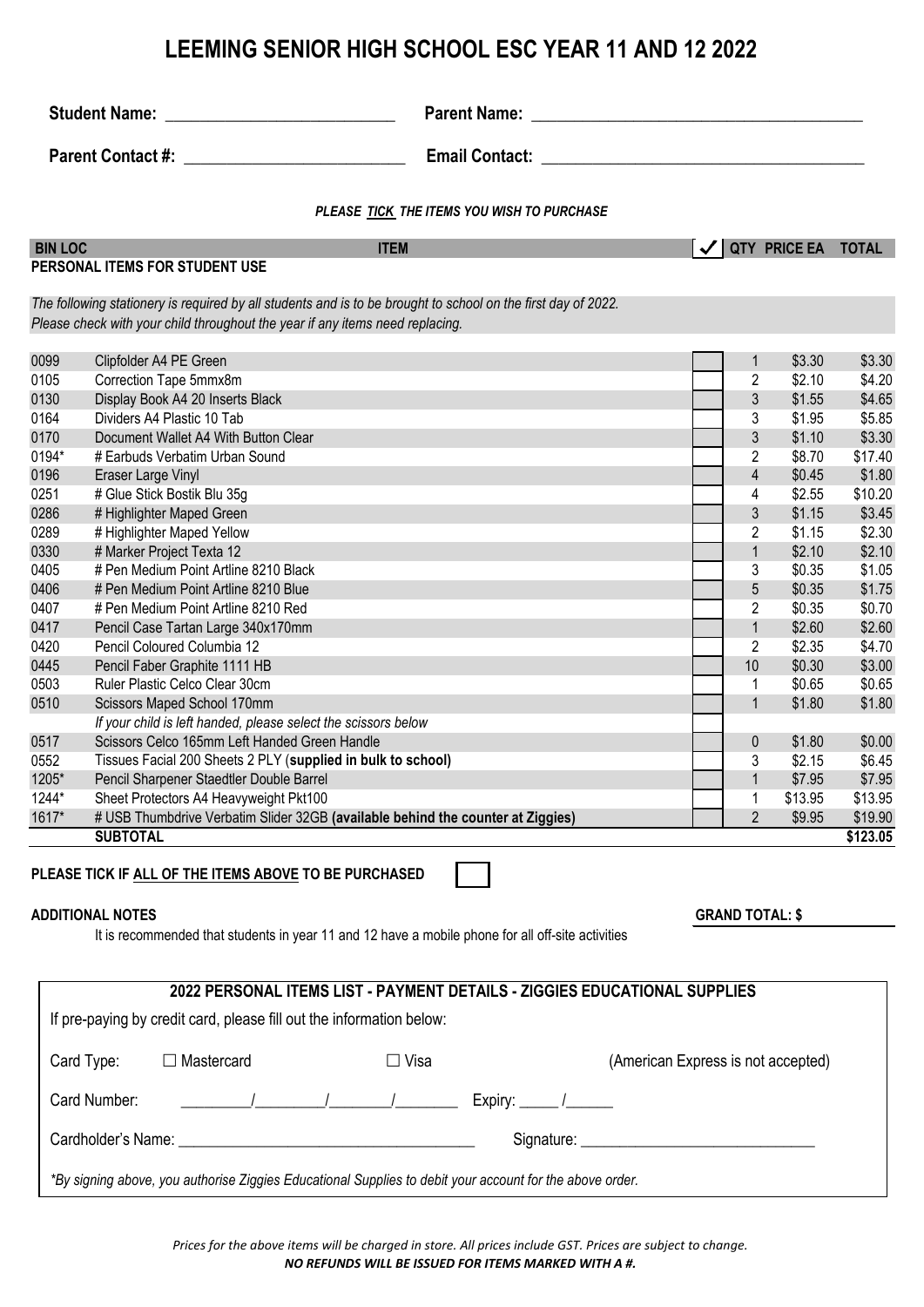# LEEMING SENIOR HIGH SCHOOL ESC YEAR 11 AND 12 2022

**Student Name:** ___________________________ **Parent Name:** _______________________________________

**Parent Contact #:** __________________________ **Email Contact:** ______________________________________

***PLEASE TICK THE ITEMS YOU WISH TO PURCHASE***

| BIN LOC | ITEM | ✓ | QTY | PRICE EA | TOTAL |
|---|---|---|---|---|---|
| **PERSONAL ITEMS FOR STUDENT USE** | | | | | |
| *The following stationery is required by all students and is to be brought to school on the first day of 2022. Please check with your child throughout the year if any items need replacing.* | | | | | |
| 0099 | Clipfolder A4 PE Green | | 1 | $3.30 | $3.30 |
| 0105 | Correction Tape 5mmx8m | | 2 | $2.10 | $4.20 |
| 0130 | Display Book A4 20 Inserts Black | | 3 | $1.55 | $4.65 |
| 0164 | Dividers A4 Plastic 10 Tab | | 3 | $1.95 | $5.85 |
| 0170 | Document Wallet A4 With Button Clear | | 3 | $1.10 | $3.30 |
| 0194* | # Earbuds Verbatim Urban Sound | | 2 | $8.70 | $17.40 |
| 0196 | Eraser Large Vinyl | | 4 | $0.45 | $1.80 |
| 0251 | # Glue Stick Bostik Blu 35g | | 4 | $2.55 | $10.20 |
| 0286 | # Highlighter Maped Green | | 3 | $1.15 | $3.45 |
| 0289 | # Highlighter Maped Yellow | | 2 | $1.15 | $2.30 |
| 0330 | # Marker Project Texta 12 | | 1 | $2.10 | $2.10 |
| 0405 | # Pen Medium Point Artline 8210 Black | | 3 | $0.35 | $1.05 |
| 0406 | # Pen Medium Point Artline 8210 Blue | | 5 | $0.35 | $1.75 |
| 0407 | # Pen Medium Point Artline 8210 Red | | 2 | $0.35 | $0.70 |
| 0417 | Pencil Case Tartan Large 340x170mm | | 1 | $2.60 | $2.60 |
| 0420 | Pencil Coloured Columbia 12 | | 2 | $2.35 | $4.70 |
| 0445 | Pencil Faber Graphite 1111 HB | | 10 | $0.30 | $3.00 |
| 0503 | Ruler Plastic Celco Clear 30cm | | 1 | $0.65 | $0.65 |
| 0510 | Scissors Maped School 170mm | | 1 | $1.80 | $1.80 |
| | *If your child is left handed, please select the scissors below* | | | | |
| 0517 | Scissors Celco 165mm Left Handed Green Handle | | 0 | $1.80 | $0.00 |
| 0552 | Tissues Facial 200 Sheets 2 PLY (**supplied in bulk to school)** | | 3 | $2.15 | $6.45 |
| 1205* | Pencil Sharpener Staedtler Double Barrel | | 1 | $7.95 | $7.95 |
| 1244* | Sheet Protectors A4 Heavyweight Pkt100 | | 1 | $13.95 | $13.95 |
| 1617* | # USB Thumbdrive Verbatim Slider 32GB **(available behind the counter at Ziggies)** | | 2 | $9.95 | $19.90 |
| | **SUBTOTAL** | | | | **$123.05** |

**PLEASE TICK IF ALL OF THE ITEMS ABOVE TO BE PURCHASED** ☐

**ADDITIONAL NOTES**

It is recommended that students in year 11 and 12 have a mobile phone for all off-site activities

**GRAND TOTAL: $** __________

**2022 PERSONAL ITEMS LIST - PAYMENT DETAILS - ZIGGIES EDUCATIONAL SUPPLIES**

If pre-paying by credit card, please fill out the information below:

Card Type: ☐ Mastercard ☐ Visa (American Express is not accepted)

Card Number: _________/_________/________/________ Expiry: _____ /______

Cardholder's Name: ____________________________________ Signature: ______________________________

*\*By signing above, you authorise Ziggies Educational Supplies to debit your account for the above order.*

*Prices for the above items will be charged in store. All prices include GST. Prices are subject to change.*

***NO REFUNDS WILL BE ISSUED FOR ITEMS MARKED WITH A #.***